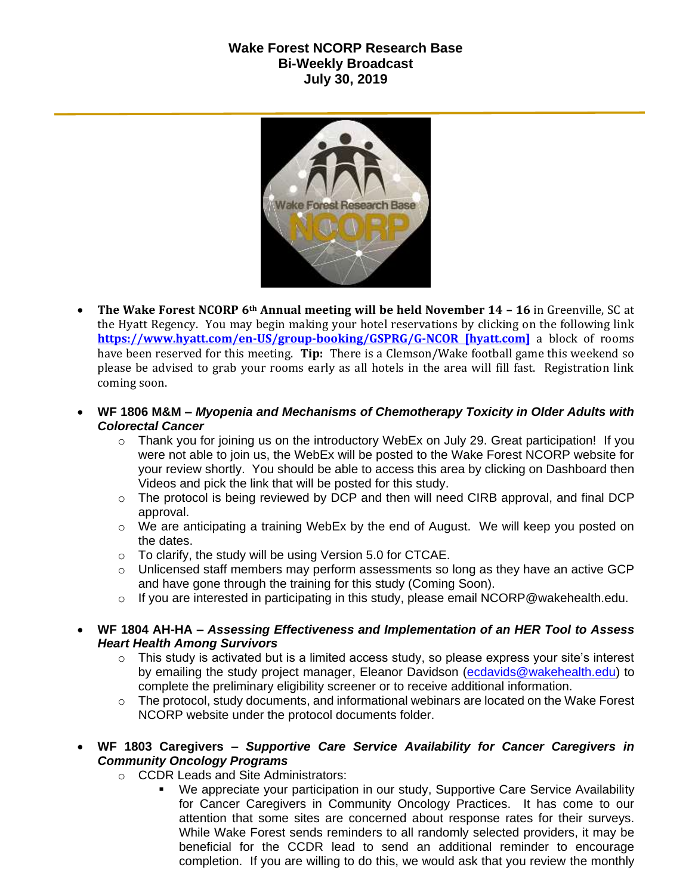**Wake Forest NCORP Research Base**
**Bi-Weekly Broadcast**
**July 30, 2019**

- **The Wake Forest NCORP 6th Annual meeting will be held November 14 – 16** in Greenville, SC at the Hyatt Regency. You may begin making your hotel reservations by clicking on the following link **https://www.hyatt.com/en-US/group-booking/GSPRG/G-NCOR [hyatt.com]** a block of rooms have been reserved for this meeting. **Tip:** There is a Clemson/Wake football game this weekend so please be advised to grab your rooms early as all hotels in the area will fill fast. Registration link coming soon.

- **WF 1806 M&M –** ***Myopenia and Mechanisms of Chemotherapy Toxicity in Older Adults with Colorectal Cancer***
  - Thank you for joining us on the introductory WebEx on July 29. Great participation! If you were not able to join us, the WebEx will be posted to the Wake Forest NCORP website for your review shortly. You should be able to access this area by clicking on Dashboard then Videos and pick the link that will be posted for this study.
  - The protocol is being reviewed by DCP and then will need CIRB approval, and final DCP approval.
  - We are anticipating a training WebEx by the end of August. We will keep you posted on the dates.
  - To clarify, the study will be using Version 5.0 for CTCAE.
  - Unlicensed staff members may perform assessments so long as they have an active GCP and have gone through the training for this study (Coming Soon).
  - If you are interested in participating in this study, please email NCORP@wakehealth.edu.

- **WF 1804 AH-HA –** ***Assessing Effectiveness and Implementation of an HER Tool to Assess Heart Health Among Survivors***
  - This study is activated but is a limited access study, so please express your site's interest by emailing the study project manager, Eleanor Davidson (ecdavids@wakehealth.edu) to complete the preliminary eligibility screener or to receive additional information.
  - The protocol, study documents, and informational webinars are located on the Wake Forest NCORP website under the protocol documents folder.

- **WF 1803 Caregivers –** ***Supportive Care Service Availability for Cancer Caregivers in Community Oncology Programs***
  - CCDR Leads and Site Administrators:
    - We appreciate your participation in our study, Supportive Care Service Availability for Cancer Caregivers in Community Oncology Practices. It has come to our attention that some sites are concerned about response rates for their surveys. While Wake Forest sends reminders to all randomly selected providers, it may be beneficial for the CCDR lead to send an additional reminder to encourage completion. If you are willing to do this, we would ask that you review the monthly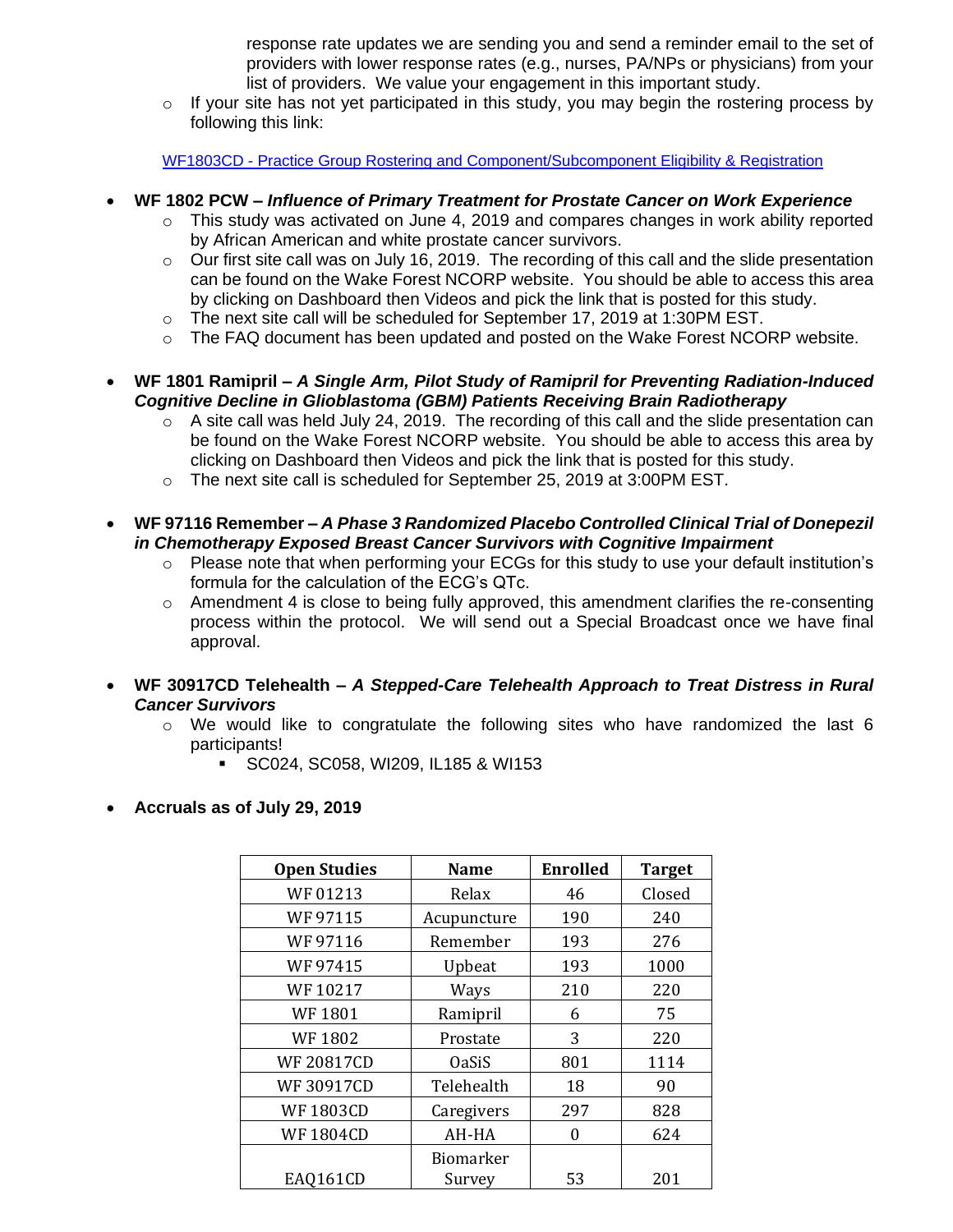response rate updates we are sending you and send a reminder email to the set of providers with lower response rates (e.g., nurses, PA/NPs or physicians) from your list of providers. We value your engagement in this important study.

- If your site has not yet participated in this study, you may begin the rostering process by following this link:

WF1803CD - Practice Group Rostering and Component/Subcomponent Eligibility & Registration

- **WF 1802 PCW –** ***Influence of Primary Treatment for Prostate Cancer on Work Experience***
  - This study was activated on June 4, 2019 and compares changes in work ability reported by African American and white prostate cancer survivors.
  - Our first site call was on July 16, 2019. The recording of this call and the slide presentation can be found on the Wake Forest NCORP website. You should be able to access this area by clicking on Dashboard then Videos and pick the link that is posted for this study.
  - The next site call will be scheduled for September 17, 2019 at 1:30PM EST.
  - The FAQ document has been updated and posted on the Wake Forest NCORP website.

- **WF 1801 Ramipril –** ***A Single Arm, Pilot Study of Ramipril for Preventing Radiation-Induced Cognitive Decline in Glioblastoma (GBM) Patients Receiving Brain Radiotherapy***
  - A site call was held July 24, 2019. The recording of this call and the slide presentation can be found on the Wake Forest NCORP website. You should be able to access this area by clicking on Dashboard then Videos and pick the link that is posted for this study.
  - The next site call is scheduled for September 25, 2019 at 3:00PM EST.

- **WF 97116 Remember –** ***A Phase 3 Randomized Placebo Controlled Clinical Trial of Donepezil in Chemotherapy Exposed Breast Cancer Survivors with Cognitive Impairment***
  - Please note that when performing your ECGs for this study to use your default institution's formula for the calculation of the ECG's QTc.
  - Amendment 4 is close to being fully approved, this amendment clarifies the re-consenting process within the protocol. We will send out a Special Broadcast once we have final approval.

- **WF 30917CD Telehealth –** ***A Stepped-Care Telehealth Approach to Treat Distress in Rural Cancer Survivors***
  - We would like to congratulate the following sites who have randomized the last 6 participants!
    - SC024, SC058, WI209, IL185 & WI153

- **Accruals as of July 29, 2019**

| Open Studies | Name | Enrolled | Target |
|---|---|---|---|
| WF 01213 | Relax | 46 | Closed |
| WF 97115 | Acupuncture | 190 | 240 |
| WF 97116 | Remember | 193 | 276 |
| WF 97415 | Upbeat | 193 | 1000 |
| WF 10217 | Ways | 210 | 220 |
| WF 1801 | Ramipril | 6 | 75 |
| WF 1802 | Prostate | 3 | 220 |
| WF 20817CD | OaSiS | 801 | 1114 |
| WF 30917CD | Telehealth | 18 | 90 |
| WF 1803CD | Caregivers | 297 | 828 |
| WF 1804CD | AH-HA | 0 | 624 |
| EAQ161CD | Biomarker Survey | 53 | 201 |